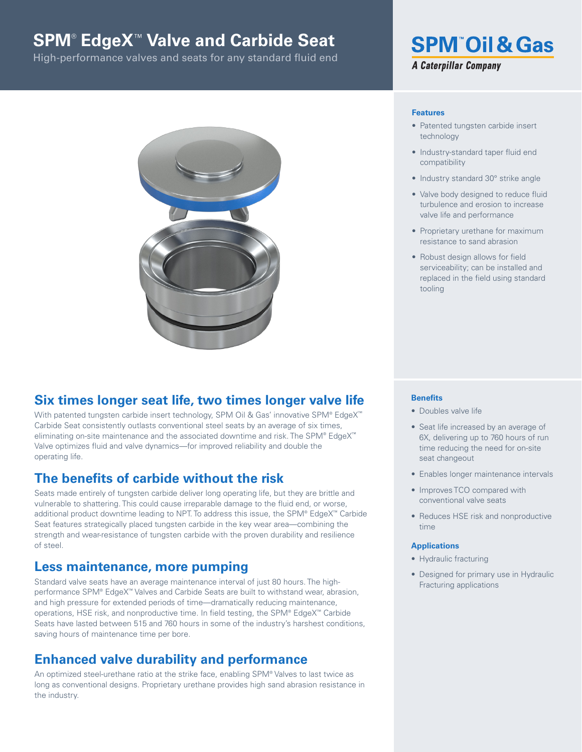# SPM® EdgeX™ Valve and Carbide Seat

High-performance valves and seats for any standard fluid end

SPM™ Oil & Gas

*A Caterpillar Company*

## Six times longer seat life, two times longer valve life

With patented tungsten carbide insert technology, SPM Oil & Gas' innovative SPM® EdgeX™ Carbide Seat consistently outlasts conventional steel seats by an average of six times, eliminating on-site maintenance and the associated downtime and risk. The SPM® EdgeX™ Valve optimizes fluid and valve dynamics—for improved reliability and double the operating life.

## The benefits of carbide without the risk

Seats made entirely of tungsten carbide deliver long operating life, but they are brittle and vulnerable to shattering. This could cause irreparable damage to the fluid end, or worse, additional product downtime leading to NPT. To address this issue, the SPM® EdgeX™ Carbide Seat features strategically placed tungsten carbide in the key wear area—combining the strength and wear-resistance of tungsten carbide with the proven durability and resilience of steel.

## Less maintenance, more pumping

Standard valve seats have an average maintenance interval of just 80 hours. The high-performance SPM® EdgeX™ Valves and Carbide Seats are built to withstand wear, abrasion, and high pressure for extended periods of time—dramatically reducing maintenance, operations, HSE risk, and nonproductive time. In field testing, the SPM® EdgeX™ Carbide Seats have lasted between 515 and 760 hours in some of the industry's harshest conditions, saving hours of maintenance time per bore.

## Enhanced valve durability and performance

An optimized steel-urethane ratio at the strike face, enabling SPM® Valves to last twice as long as conventional designs. Proprietary urethane provides high sand abrasion resistance in the industry.

### Features

- Patented tungsten carbide insert technology
- Industry-standard taper fluid end compatibility
- Industry standard 30° strike angle
- Valve body designed to reduce fluid turbulence and erosion to increase valve life and performance
- Proprietary urethane for maximum resistance to sand abrasion
- Robust design allows for field serviceability; can be installed and replaced in the field using standard tooling

### Benefits

- Doubles valve life
- Seat life increased by an average of 6X, delivering up to 760 hours of run time reducing the need for on-site seat changeout
- Enables longer maintenance intervals
- Improves TCO compared with conventional valve seats
- Reduces HSE risk and nonproductive time

### Applications

- Hydraulic fracturing
- Designed for primary use in Hydraulic Fracturing applications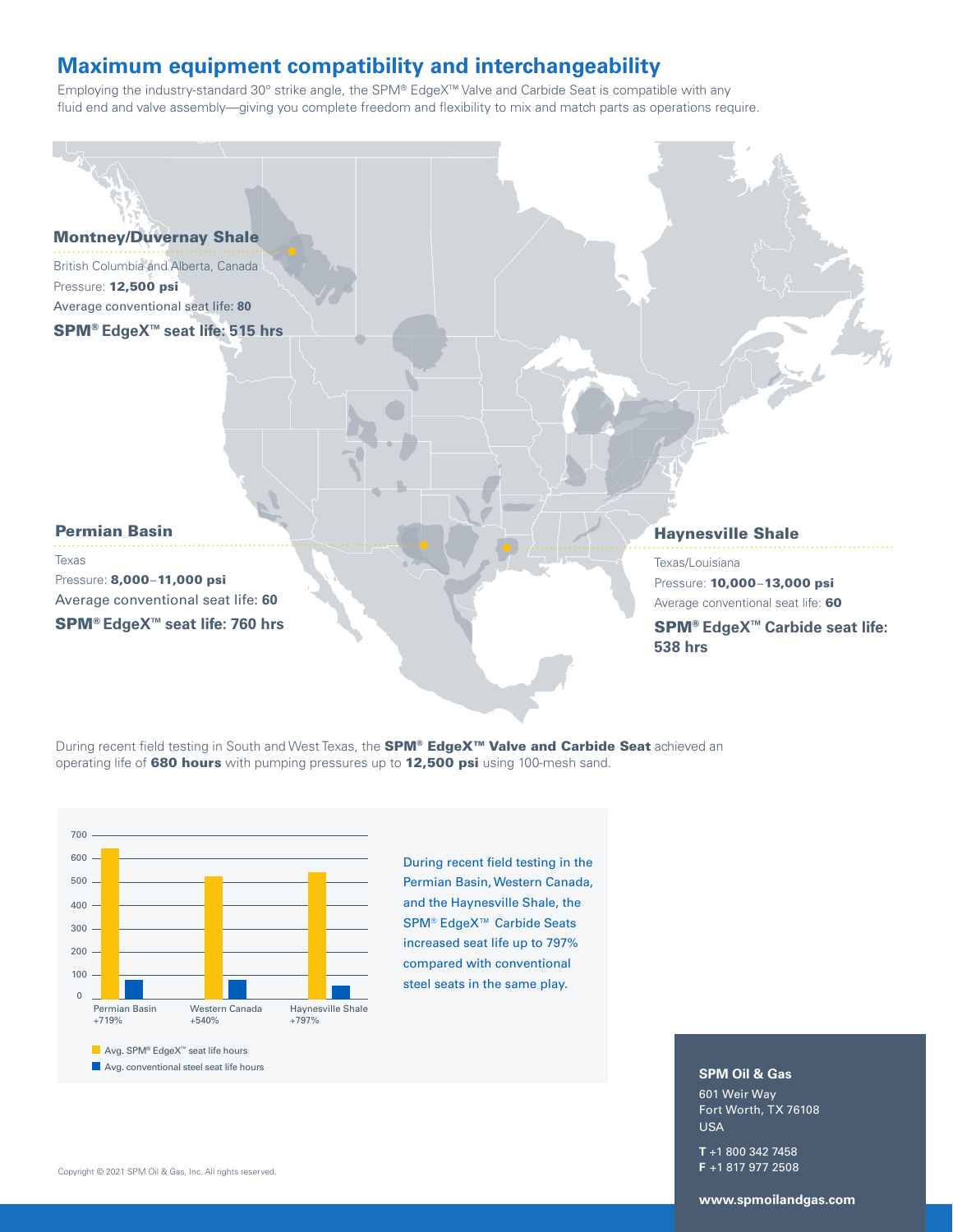## Maximum equipment compatibility and interchangeability

Employing the industry-standard 30° strike angle, the SPM® EdgeX™ Valve and Carbide Seat is compatible with any fluid end and valve assembly—giving you complete freedom and flexibility to mix and match parts as operations require.

### Montney/Duvernay Shale

British Columbia and Alberta, Canada
Pressure: **12,500 psi**
Average conventional seat life: **80**
**SPM® EdgeX™ seat life: 515 hrs**

### Permian Basin

Texas
Pressure: **8,000–11,000 psi**
Average conventional seat life: **60**
**SPM® EdgeX™ seat life: 760 hrs**

### Haynesville Shale

Texas/Louisiana
Pressure: **10,000–13,000 psi**
Average conventional seat life: **60**
**SPM® EdgeX™ Carbide seat life: 538 hrs**

During recent field testing in South and West Texas, the **SPM® EdgeX™ Valve and Carbide Seat** achieved an operating life of **680 hours** with pumping pressures up to **12,500 psi** using 100-mesh sand.

700
600
500
400
300
200
100
0

Permian Basin +719%
Western Canada +540%
Haynesville Shale +797%

Avg. SPM® EdgeX™ seat life hours
Avg. conventional steel seat life hours

During recent field testing in the Permian Basin, Western Canada, and the Haynesville Shale, the SPM® EdgeX™ Carbide Seats increased seat life up to 797% compared with conventional steel seats in the same play.

**SPM Oil & Gas**
601 Weir Way
Fort Worth, TX 76108
USA

**T** +1 800 342 7458
**F** +1 817 977 2508

**www.spmoilandgas.com**

Copyright © 2021 SPM Oil & Gas, Inc. All rights reserved.